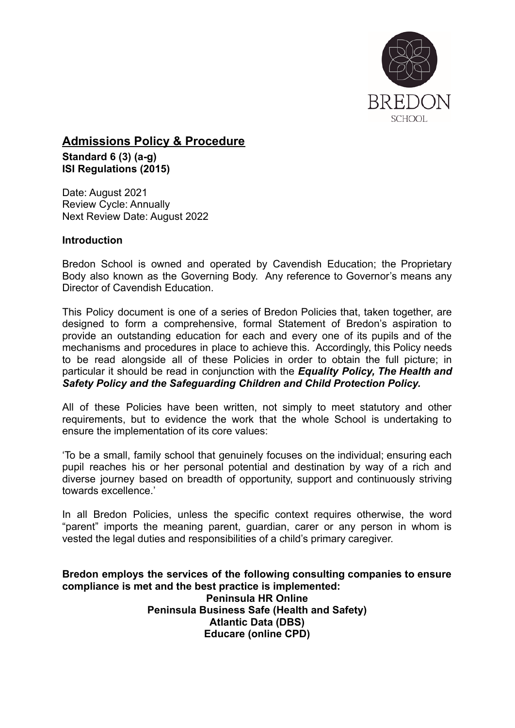BREDON SCHOOL

# Admissions Policy & Procedure

**Standard 6 (3) (a-g)**
**ISI Regulations (2015)**

Date: August 2021
Review Cycle: Annually
Next Review Date: August 2022

**Introduction**

Bredon School is owned and operated by Cavendish Education; the Proprietary Body also known as the Governing Body. Any reference to Governor's means any Director of Cavendish Education.

This Policy document is one of a series of Bredon Policies that, taken together, are designed to form a comprehensive, formal Statement of Bredon's aspiration to provide an outstanding education for each and every one of its pupils and of the mechanisms and procedures in place to achieve this. Accordingly, this Policy needs to be read alongside all of these Policies in order to obtain the full picture; in particular it should be read in conjunction with the ***Equality Policy, The Health and Safety Policy and the Safeguarding Children and Child Protection Policy.***

All of these Policies have been written, not simply to meet statutory and other requirements, but to evidence the work that the whole School is undertaking to ensure the implementation of its core values:

'To be a small, family school that genuinely focuses on the individual; ensuring each pupil reaches his or her personal potential and destination by way of a rich and diverse journey based on breadth of opportunity, support and continuously striving towards excellence.'

In all Bredon Policies, unless the specific context requires otherwise, the word "parent" imports the meaning parent, guardian, carer or any person in whom is vested the legal duties and responsibilities of a child's primary caregiver.

**Bredon employs the services of the following consulting companies to ensure compliance is met and the best practice is implemented:**

**Peninsula HR Online**
**Peninsula Business Safe (Health and Safety)**
**Atlantic Data (DBS)**
**Educare (online CPD)**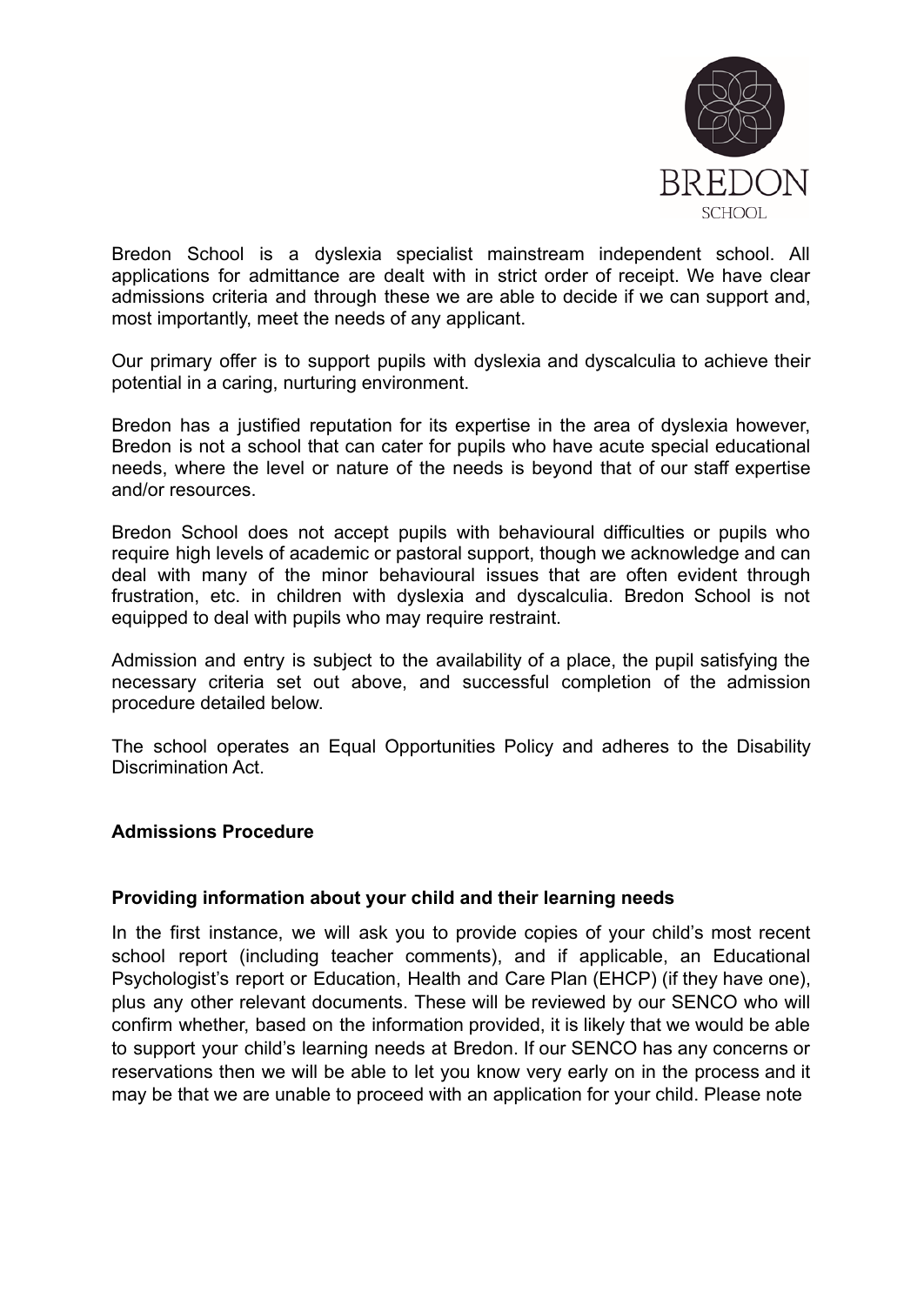Bredon School is a dyslexia specialist mainstream independent school. All applications for admittance are dealt with in strict order of receipt. We have clear admissions criteria and through these we are able to decide if we can support and, most importantly, meet the needs of any applicant.

Our primary offer is to support pupils with dyslexia and dyscalculia to achieve their potential in a caring, nurturing environment.

Bredon has a justified reputation for its expertise in the area of dyslexia however, Bredon is not a school that can cater for pupils who have acute special educational needs, where the level or nature of the needs is beyond that of our staff expertise and/or resources.

Bredon School does not accept pupils with behavioural difficulties or pupils who require high levels of academic or pastoral support, though we acknowledge and can deal with many of the minor behavioural issues that are often evident through frustration, etc. in children with dyslexia and dyscalculia. Bredon School is not equipped to deal with pupils who may require restraint.

Admission and entry is subject to the availability of a place, the pupil satisfying the necessary criteria set out above, and successful completion of the admission procedure detailed below.

The school operates an Equal Opportunities Policy and adheres to the Disability Discrimination Act.

## Admissions Procedure

### Providing information about your child and their learning needs

In the first instance, we will ask you to provide copies of your child's most recent school report (including teacher comments), and if applicable, an Educational Psychologist's report or Education, Health and Care Plan (EHCP) (if they have one), plus any other relevant documents. These will be reviewed by our SENCO who will confirm whether, based on the information provided, it is likely that we would be able to support your child's learning needs at Bredon. If our SENCO has any concerns or reservations then we will be able to let you know very early on in the process and it may be that we are unable to proceed with an application for your child. Please note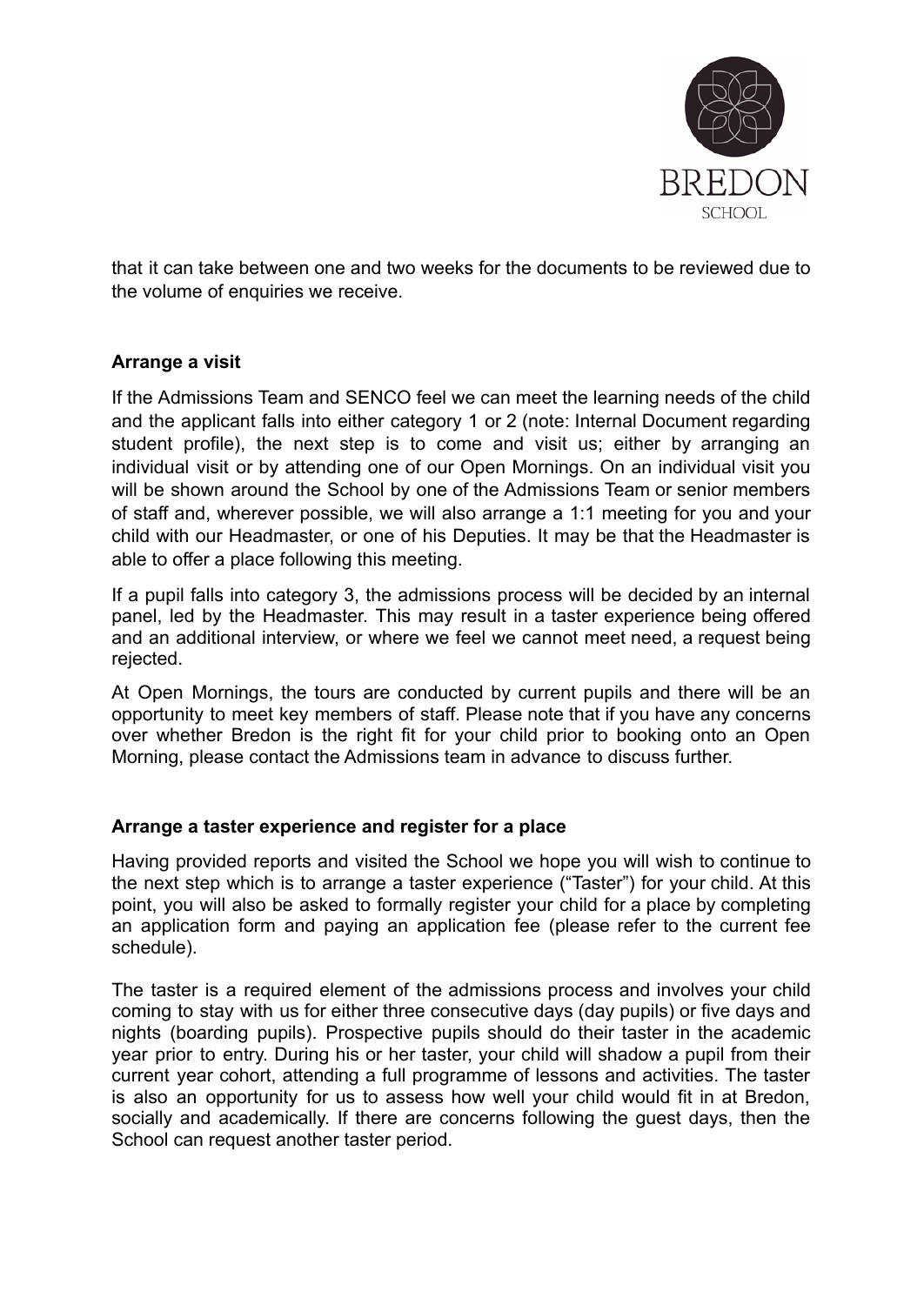that it can take between one and two weeks for the documents to be reviewed due to the volume of enquiries we receive.

**Arrange a visit**

If the Admissions Team and SENCO feel we can meet the learning needs of the child and the applicant falls into either category 1 or 2 (note: Internal Document regarding student profile), the next step is to come and visit us; either by arranging an individual visit or by attending one of our Open Mornings. On an individual visit you will be shown around the School by one of the Admissions Team or senior members of staff and, wherever possible, we will also arrange a 1:1 meeting for you and your child with our Headmaster, or one of his Deputies. It may be that the Headmaster is able to offer a place following this meeting.

If a pupil falls into category 3, the admissions process will be decided by an internal panel, led by the Headmaster. This may result in a taster experience being offered and an additional interview, or where we feel we cannot meet need, a request being rejected.

At Open Mornings, the tours are conducted by current pupils and there will be an opportunity to meet key members of staff. Please note that if you have any concerns over whether Bredon is the right fit for your child prior to booking onto an Open Morning, please contact the Admissions team in advance to discuss further.

**Arrange a taster experience and register for a place**

Having provided reports and visited the School we hope you will wish to continue to the next step which is to arrange a taster experience ("Taster") for your child. At this point, you will also be asked to formally register your child for a place by completing an application form and paying an application fee (please refer to the current fee schedule).

The taster is a required element of the admissions process and involves your child coming to stay with us for either three consecutive days (day pupils) or five days and nights (boarding pupils). Prospective pupils should do their taster in the academic year prior to entry. During his or her taster, your child will shadow a pupil from their current year cohort, attending a full programme of lessons and activities. The taster is also an opportunity for us to assess how well your child would fit in at Bredon, socially and academically. If there are concerns following the guest days, then the School can request another taster period.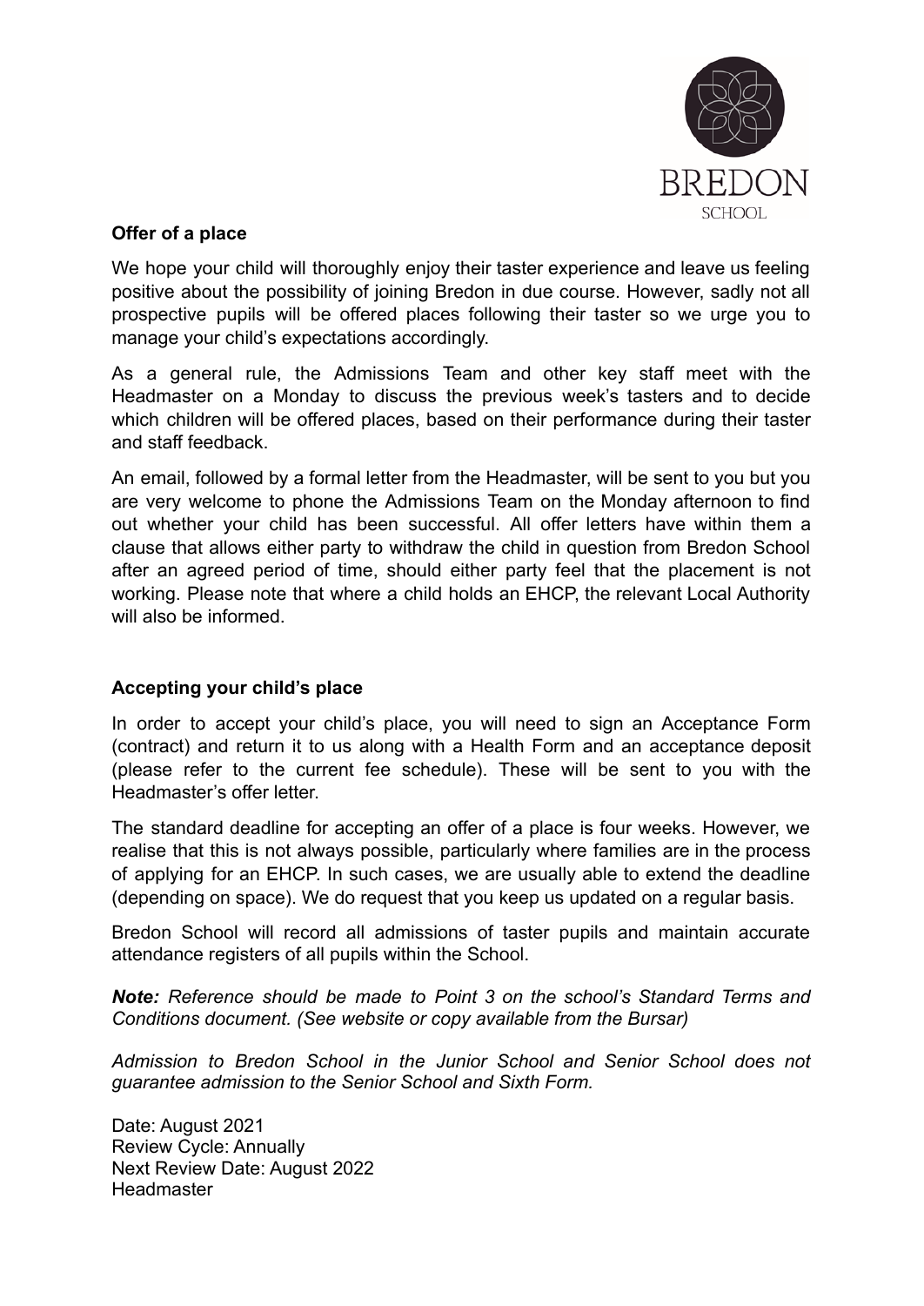**Offer of a place**

We hope your child will thoroughly enjoy their taster experience and leave us feeling positive about the possibility of joining Bredon in due course. However, sadly not all prospective pupils will be offered places following their taster so we urge you to manage your child's expectations accordingly.

As a general rule, the Admissions Team and other key staff meet with the Headmaster on a Monday to discuss the previous week's tasters and to decide which children will be offered places, based on their performance during their taster and staff feedback.

An email, followed by a formal letter from the Headmaster, will be sent to you but you are very welcome to phone the Admissions Team on the Monday afternoon to find out whether your child has been successful. All offer letters have within them a clause that allows either party to withdraw the child in question from Bredon School after an agreed period of time, should either party feel that the placement is not working. Please note that where a child holds an EHCP, the relevant Local Authority will also be informed.

**Accepting your child's place**

In order to accept your child's place, you will need to sign an Acceptance Form (contract) and return it to us along with a Health Form and an acceptance deposit (please refer to the current fee schedule). These will be sent to you with the Headmaster's offer letter.

The standard deadline for accepting an offer of a place is four weeks. However, we realise that this is not always possible, particularly where families are in the process of applying for an EHCP. In such cases, we are usually able to extend the deadline (depending on space). We do request that you keep us updated on a regular basis.

Bredon School will record all admissions of taster pupils and maintain accurate attendance registers of all pupils within the School.

***Note:*** *Reference should be made to Point 3 on the school's Standard Terms and Conditions document. (See website or copy available from the Bursar)*

*Admission to Bredon School in the Junior School and Senior School does not guarantee admission to the Senior School and Sixth Form.*

Date: August 2021
Review Cycle: Annually
Next Review Date: August 2022
Headmaster